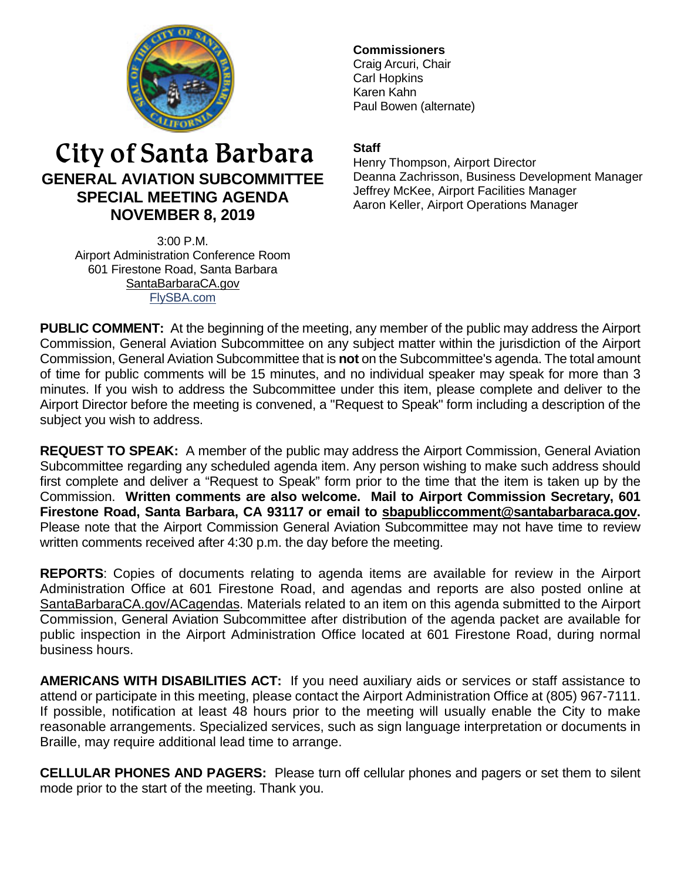# City of Santa Barbara

## GENERAL AVIATION SUBCOMMITTEE SPECIAL MEETING AGENDA NOVEMBER 8, 2019

3:00 P.M.
Airport Administration Conference Room
601 Firestone Road, Santa Barbara
SantaBarbaraCA.gov
FlySBA.com

**Commissioners**
Craig Arcuri, Chair
Carl Hopkins
Karen Kahn
Paul Bowen (alternate)

**Staff**
Henry Thompson, Airport Director
Deanna Zachrisson, Business Development Manager
Jeffrey McKee, Airport Facilities Manager
Aaron Keller, Airport Operations Manager

**PUBLIC COMMENT:** At the beginning of the meeting, any member of the public may address the Airport Commission, General Aviation Subcommittee on any subject matter within the jurisdiction of the Airport Commission, General Aviation Subcommittee that is **not** on the Subcommittee's agenda. The total amount of time for public comments will be 15 minutes, and no individual speaker may speak for more than 3 minutes. If you wish to address the Subcommittee under this item, please complete and deliver to the Airport Director before the meeting is convened, a "Request to Speak" form including a description of the subject you wish to address.

**REQUEST TO SPEAK:** A member of the public may address the Airport Commission, General Aviation Subcommittee regarding any scheduled agenda item. Any person wishing to make such address should first complete and deliver a "Request to Speak" form prior to the time that the item is taken up by the Commission. **Written comments are also welcome. Mail to Airport Commission Secretary, 601 Firestone Road, Santa Barbara, CA 93117 or email to sbapubliccomment@santabarbaraca.gov.** Please note that the Airport Commission General Aviation Subcommittee may not have time to review written comments received after 4:30 p.m. the day before the meeting.

**REPORTS**: Copies of documents relating to agenda items are available for review in the Airport Administration Office at 601 Firestone Road, and agendas and reports are also posted online at SantaBarbaraCA.gov/ACagendas. Materials related to an item on this agenda submitted to the Airport Commission, General Aviation Subcommittee after distribution of the agenda packet are available for public inspection in the Airport Administration Office located at 601 Firestone Road, during normal business hours.

**AMERICANS WITH DISABILITIES ACT:** If you need auxiliary aids or services or staff assistance to attend or participate in this meeting, please contact the Airport Administration Office at (805) 967-7111. If possible, notification at least 48 hours prior to the meeting will usually enable the City to make reasonable arrangements. Specialized services, such as sign language interpretation or documents in Braille, may require additional lead time to arrange.

**CELLULAR PHONES AND PAGERS:** Please turn off cellular phones and pagers or set them to silent mode prior to the start of the meeting. Thank you.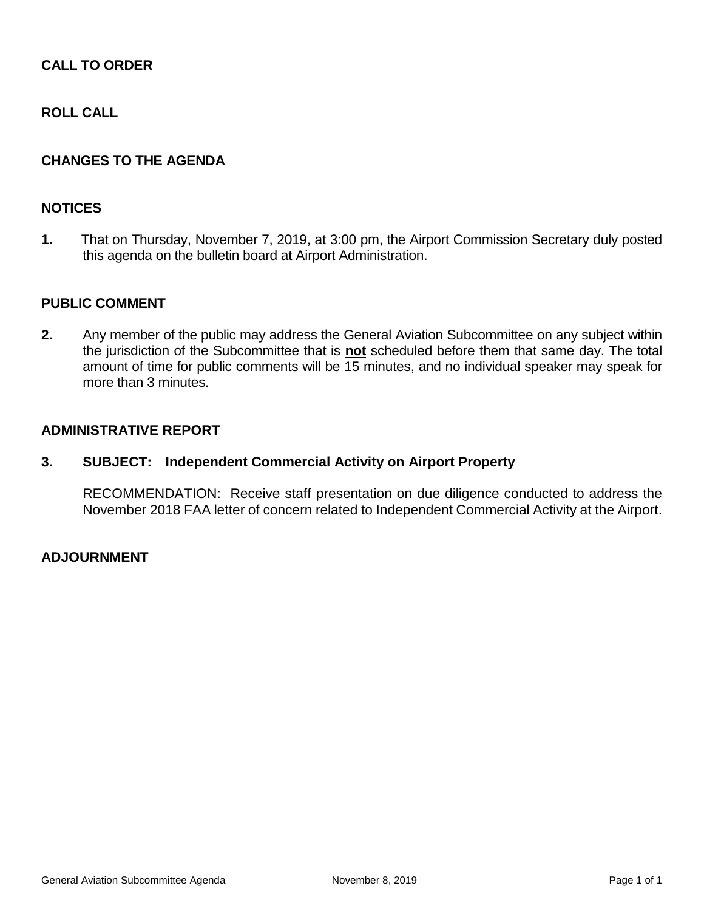## CALL TO ORDER

## ROLL CALL

## CHANGES TO THE AGENDA

## NOTICES

**1.** That on Thursday, November 7, 2019, at 3:00 pm, the Airport Commission Secretary duly posted this agenda on the bulletin board at Airport Administration.

## PUBLIC COMMENT

**2.** Any member of the public may address the General Aviation Subcommittee on any subject within the jurisdiction of the Subcommittee that is **not** scheduled before them that same day. The total amount of time for public comments will be 15 minutes, and no individual speaker may speak for more than 3 minutes.

## ADMINISTRATIVE REPORT

### 3. SUBJECT: Independent Commercial Activity on Airport Property

RECOMMENDATION: Receive staff presentation on due diligence conducted to address the November 2018 FAA letter of concern related to Independent Commercial Activity at the Airport.

## ADJOURNMENT